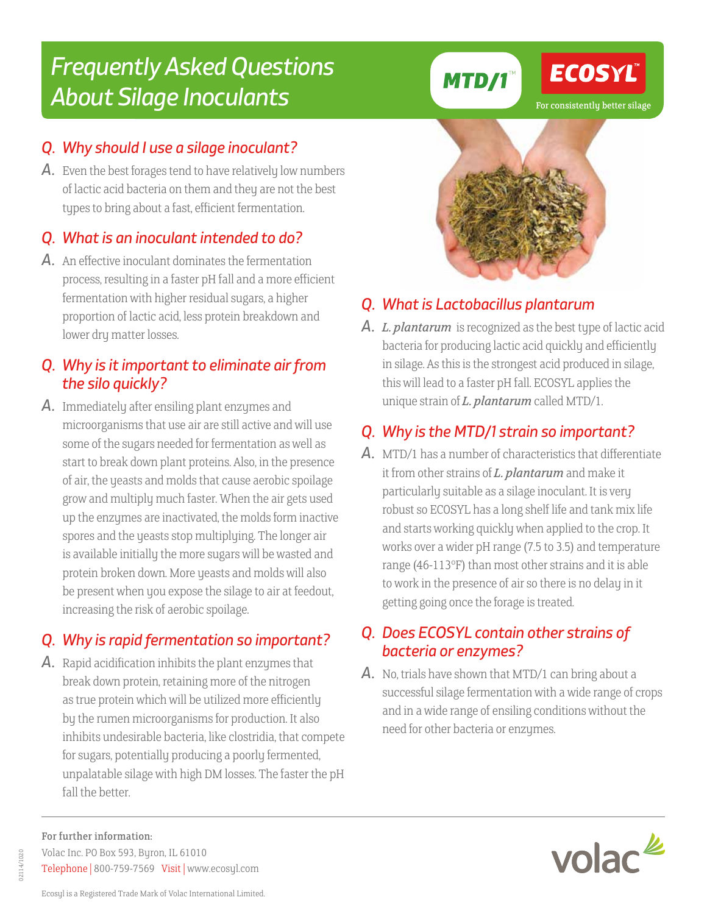# Frequently Asked Questions About Silage Inoculants

MTD/1™ ECOSYL™

For consistently better silage

## Q. Why should I use a silage inoculant?

**A.** Even the best forages tend to have relatively low numbers of lactic acid bacteria on them and they are not the best types to bring about a fast, efficient fermentation.

## Q. What is an inoculant intended to do?

**A.** An effective inoculant dominates the fermentation process, resulting in a faster pH fall and a more efficient fermentation with higher residual sugars, a higher proportion of lactic acid, less protein breakdown and lower dry matter losses.

## Q. Why is it important to eliminate air from the silo quickly?

**A.** Immediately after ensiling plant enzymes and microorganisms that use air are still active and will use some of the sugars needed for fermentation as well as start to break down plant proteins. Also, in the presence of air, the yeasts and molds that cause aerobic spoilage grow and multiply much faster. When the air gets used up the enzymes are inactivated, the molds form inactive spores and the yeasts stop multiplying. The longer air is available initially the more sugars will be wasted and protein broken down. More yeasts and molds will also be present when you expose the silage to air at feedout, increasing the risk of aerobic spoilage.

## Q. Why is rapid fermentation so important?

**A.** Rapid acidification inhibits the plant enzymes that break down protein, retaining more of the nitrogen as true protein which will be utilized more efficiently by the rumen microorganisms for production. It also inhibits undesirable bacteria, like clostridia, that compete for sugars, potentially producing a poorly fermented, unpalatable silage with high DM losses. The faster the pH fall the better.

## Q. What is Lactobacillus plantarum

**A.** ***L. plantarum*** is recognized as the best type of lactic acid bacteria for producing lactic acid quickly and efficiently in silage. As this is the strongest acid produced in silage, this will lead to a faster pH fall. ECOSYL applies the unique strain of ***L. plantarum*** called MTD/1.

## Q. Why is the MTD/1 strain so important?

**A.** MTD/1 has a number of characteristics that differentiate it from other strains of ***L. plantarum*** and make it particularly suitable as a silage inoculant. It is very robust so ECOSYL has a long shelf life and tank mix life and starts working quickly when applied to the crop. It works over a wider pH range (7.5 to 3.5) and temperature range (46-113°F) than most other strains and it is able to work in the presence of air so there is no delay in it getting going once the forage is treated.

## Q. Does ECOSYL contain other strains of bacteria or enzymes?

**A.** No, trials have shown that MTD/1 can bring about a successful silage fermentation with a wide range of crops and in a wide range of ensiling conditions without the need for other bacteria or enzymes.

---

**For further information:**

Volac Inc. PO Box 593, Byron, IL 61010

Telephone | 800-759-7569 Visit | www.ecosyl.com

Ecosyl is a Registered Trade Mark of Volac International Limited.

volac

02114/1020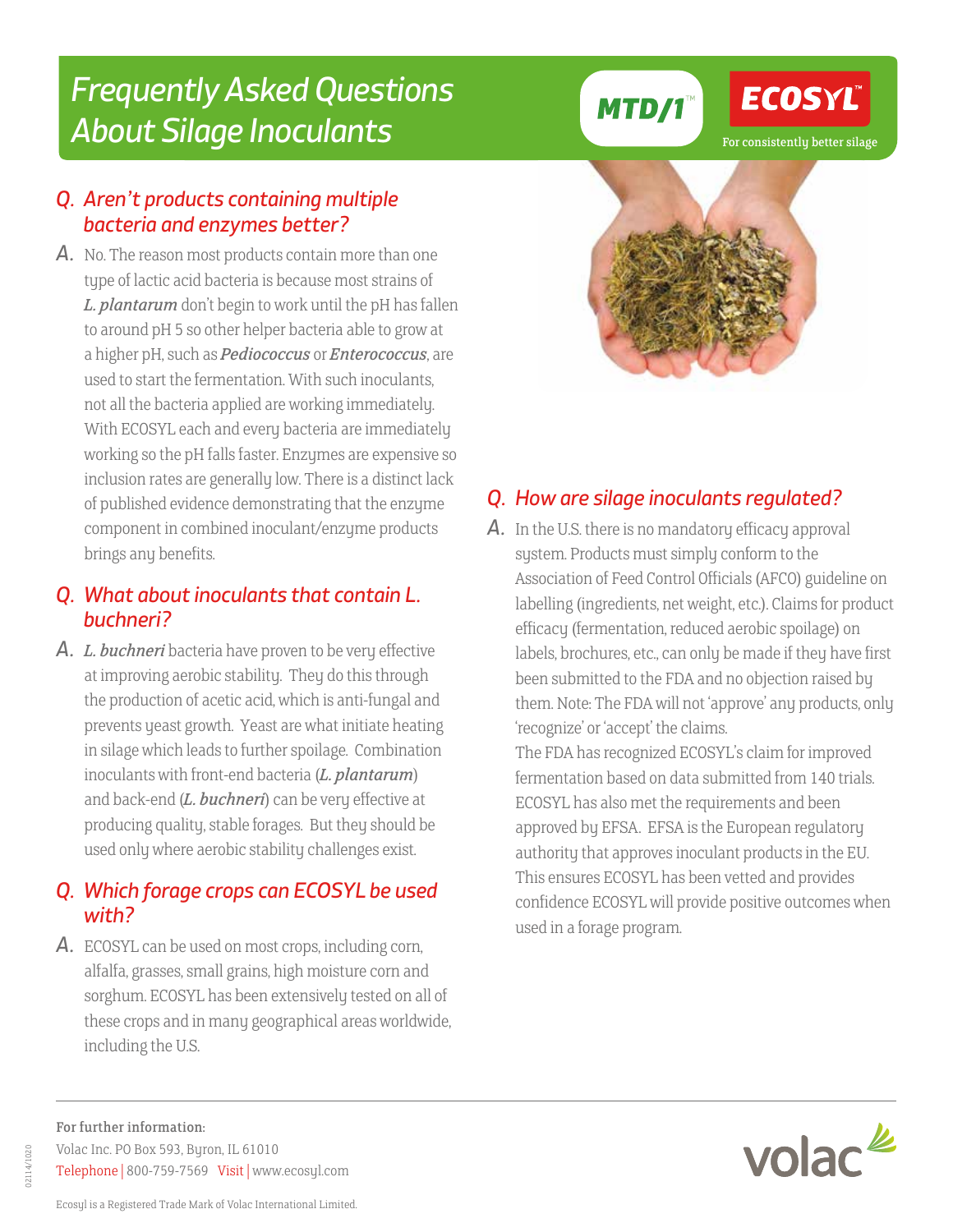# Frequently Asked Questions About Silage Inoculants

MTD/1™ ECOSYL™ For consistently better silage

### Q. Aren't products containing multiple bacteria and enzymes better?

**A.** No. The reason most products contain more than one type of lactic acid bacteria is because most strains of ***L. plantarum*** don't begin to work until the pH has fallen to around pH 5 so other helper bacteria able to grow at a higher pH, such as ***Pediococcus*** or ***Enterococcus***, are used to start the fermentation. With such inoculants, not all the bacteria applied are working immediately. With ECOSYL each and every bacteria are immediately working so the pH falls faster. Enzymes are expensive so inclusion rates are generally low. There is a distinct lack of published evidence demonstrating that the enzyme component in combined inoculant/enzyme products brings any benefits.

### Q. What about inoculants that contain L. buchneri?

**A.** ***L. buchneri*** bacteria have proven to be very effective at improving aerobic stability. They do this through the production of acetic acid, which is anti-fungal and prevents yeast growth. Yeast are what initiate heating in silage which leads to further spoilage. Combination inoculants with front-end bacteria (***L. plantarum***) and back-end (***L. buchneri***) can be very effective at producing quality, stable forages. But they should be used only where aerobic stability challenges exist.

### Q. Which forage crops can ECOSYL be used with?

**A.** ECOSYL can be used on most crops, including corn, alfalfa, grasses, small grains, high moisture corn and sorghum. ECOSYL has been extensively tested on all of these crops and in many geographical areas worldwide, including the U.S.

### Q. How are silage inoculants regulated?

**A.** In the U.S. there is no mandatory efficacy approval system. Products must simply conform to the Association of Feed Control Officials (AFCO) guideline on labelling (ingredients, net weight, etc.). Claims for product efficacy (fermentation, reduced aerobic spoilage) on labels, brochures, etc., can only be made if they have first been submitted to the FDA and no objection raised by them. Note: The FDA will not 'approve' any products, only 'recognize' or 'accept' the claims.

The FDA has recognized ECOSYL's claim for improved fermentation based on data submitted from 140 trials. ECOSYL has also met the requirements and been approved by EFSA. EFSA is the European regulatory authority that approves inoculant products in the EU. This ensures ECOSYL has been vetted and provides confidence ECOSYL will provide positive outcomes when used in a forage program.

---

**For further information:**

Volac Inc. PO Box 593, Byron, IL 61010

Telephone | 800-759-7569 Visit | www.ecosyl.com

Ecosyl is a Registered Trade Mark of Volac International Limited.

02114/1020

volac